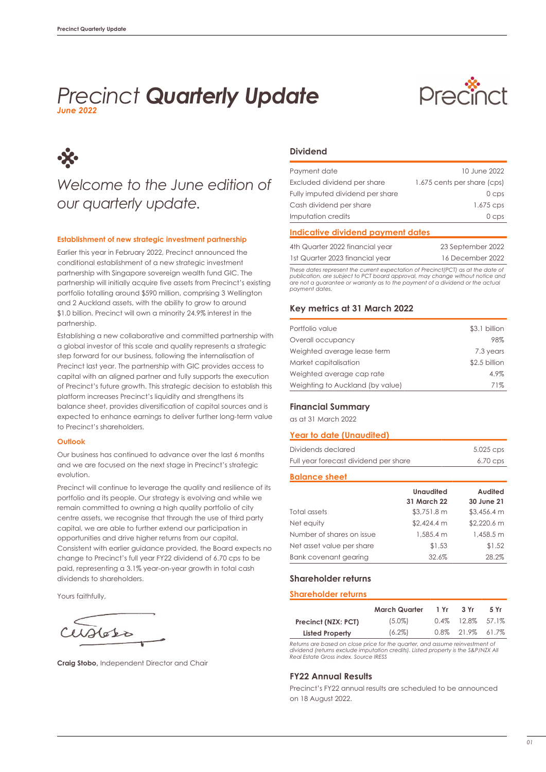# Precinct ***Quarterly Update***

*June 2022*

## *Welcome to the June edition of our quarterly update.*

### Establishment of new strategic investment partnership

Earlier this year in February 2022, Precinct announced the conditional establishment of a new strategic investment partnership with Singapore sovereign wealth fund GIC. The partnership will initially acquire five assets from Precinct's existing portfolio totalling around $590 million, comprising 3 Wellington and 2 Auckland assets, with the ability to grow to around $1.0 billion. Precinct will own a minority 24.9% interest in the partnership.

Establishing a new collaborative and committed partnership with a global investor of this scale and quality represents a strategic step forward for our business, following the internalisation of Precinct last year. The partnership with GIC provides access to capital with an aligned partner and fully supports the execution of Precinct's future growth. This strategic decision to establish this platform increases Precinct's liquidity and strengthens its balance sheet, provides diversification of capital sources and is expected to enhance earnings to deliver further long-term value to Precinct's shareholders.

### Outlook

Our business has continued to advance over the last 6 months and we are focused on the next stage in Precinct's strategic evolution.

Precinct will continue to leverage the quality and resilience of its portfolio and its people. Our strategy is evolving and while we remain committed to owning a high quality portfolio of city centre assets, we recognise that through the use of third party capital, we are able to further extend our participation in opportunities and drive higher returns from our capital. Consistent with earlier guidance provided, the Board expects no change to Precinct's full year FY22 dividend of 6.70 cps to be paid, representing a 3.1% year-on-year growth in total cash dividends to shareholders.

Yours faithfully,

**Craig Stobo,** Independent Director and Chair

## Dividend

| | |
|---|---|
| Payment date | 10 June 2022 |
| Excluded dividend per share | 1.675 cents per share (cps) |
| Fully imputed dividend per share | 0 cps |
| Cash dividend per share | 1.675 cps |
| Imputation credits | 0 cps |

### Indicative dividend payment dates

| | |
|---|---|
| 4th Quarter 2022 financial year | 23 September 2022 |
| 1st Quarter 2023 financial year | 16 December 2022 |

*These dates represent the current expectation of Precinct(PCT) as at the date of publication, are subject to PCT board approval, may change without notice and are not a guarantee or warranty as to the payment of a dividend or the actual payment dates.*

## Key metrics at 31 March 2022

| | |
|---|---|
| Portfolio value | $3.1 billion |
| Overall occupancy | 98% |
| Weighted average lease term | 7.3 years |
| Market capitalisation | $2.5 billion |
| Weighted average cap rate | 4.9% |
| Weighting to Auckland (by value) | 71% |

## Financial Summary

as at 31 March 2022

### Year to date (Unaudited)

| | |
|---|---|
| Dividends declared | 5.025 cps |
| Full year forecast dividend per share | 6.70 cps |

### Balance sheet

| | Unaudited 31 March 22 | Audited 30 June 21 |
|---|---|---|
| Total assets | $3,751.8 m | $3,456.4 m |
| Net equity | $2,424.4 m | $2,220.6 m |
| Number of shares on issue | 1,585.4 m | 1,458.5 m |
| Net asset value per share | $1.53 | $1.52 |
| Bank covenant gearing | 32.6% | 28.2% |

## Shareholder returns

### Shareholder returns

| | March Quarter | 1 Yr | 3 Yr | 5 Yr |
|---|---|---|---|---|
| **Precinct (NZX: PCT)** | (5.0%) | 0.4% | 12.8% | 57.1% |
| **Listed Property** | (6.2%) | 0.8% | 21.9% | 61.7% |

*Returns are based on close price for the quarter, and assume reinvestment of dividend (returns exclude imputation credits). Listed property is the S&P/NZX All Real Estate Gross index. Source IRESS*

## FY22 Annual Results

Precinct's FY22 annual results are scheduled to be announced on 18 August 2022.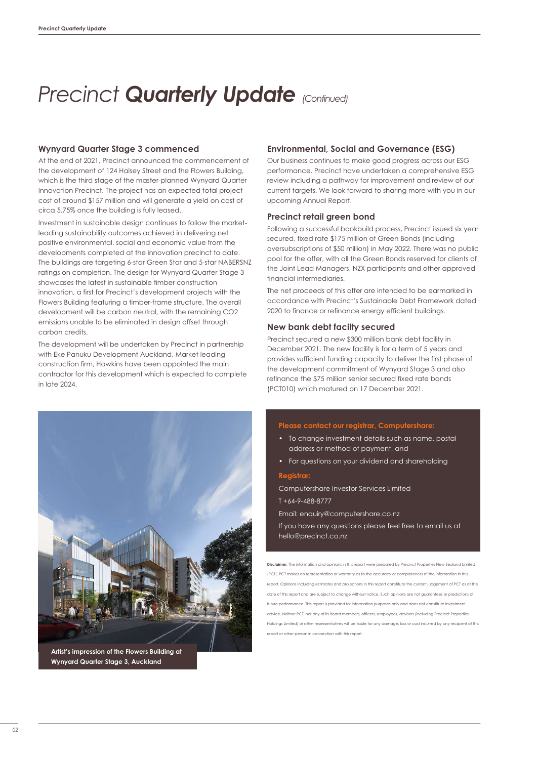# *Precinct* ***Quarterly Update*** *(Continued)*

## Wynyard Quarter Stage 3 commenced

At the end of 2021, Precinct announced the commencement of the development of 124 Halsey Street and the Flowers Building, which is the third stage of the master-planned Wynyard Quarter Innovation Precinct. The project has an expected total project cost of around $157 million and will generate a yield on cost of circa 5.75% once the building is fully leased.

Investment in sustainable design continues to follow the market-leading sustainability outcomes achieved in delivering net positive environmental, social and economic value from the developments completed at the innovation precinct to date. The buildings are targeting 6-star Green Star and 5-star NABERSNZ ratings on completion. The design for Wynyard Quarter Stage 3 showcases the latest in sustainable timber construction innovation, a first for Precinct's development projects with the Flowers Building featuring a timber-frame structure. The overall development will be carbon neutral, with the remaining CO2 emissions unable to be eliminated in design offset through carbon credits.

The development will be undertaken by Precinct in partnership with Eke Panuku Development Auckland. Market leading construction firm, Hawkins have been appointed the main contractor for this development which is expected to complete in late 2024.

Artist's impression of the Flowers Building at Wynyard Quarter Stage 3, Auckland

## Environmental, Social and Governance (ESG)

Our business continues to make good progress across our ESG performance. Precinct have undertaken a comprehensive ESG review including a pathway for improvement and review of our current targets. We look forward to sharing more with you in our upcoming Annual Report.

## Precinct retail green bond

Following a successful bookbuild process, Precinct issued six year secured, fixed rate $175 million of Green Bonds (including oversubscriptions of $50 million) in May 2022. There was no public pool for the offer, with all the Green Bonds reserved for clients of the Joint Lead Managers, NZX participants and other approved financial intermediaries.

The net proceeds of this offer are intended to be earmarked in accordance with Precinct's Sustainable Debt Framework dated 2020 to finance or refinance energy efficient buildings.

## New bank debt facilty secured

Precinct secured a new $300 million bank debt facility in December 2021. The new facility is for a term of 5 years and provides sufficient funding capacity to deliver the first phase of the development commitment of Wynyard Stage 3 and also refinance the $75 million senior secured fixed rate bonds (PCT010) which matured on 17 December 2021.

**Please contact our registrar, Computershare:**

- To change investment details such as name, postal address or method of payment, and
- For questions on your dividend and shareholding

**Registrar:**

Computershare Investor Services Limited

T +64-9-488-8777

Email: enquiry@computershare.co.nz

If you have any questions please feel free to email us at hello@precinct.co.nz

**Disclaimer:** The information and opinions in this report were prepared by Precinct Properties New Zealand Limited (PCT). PCT makes no representation or warranty as to the accuracy or completeness of the information in this report. Opinions including estimates and projections in this report constitute the current judgement of PCT as at the date of this report and are subject to change without notice. Such opinions are not guarantees or predictions of future performance. This report is provided for information purposes only and does not constitute investment advice. Neither PCT, nor any of its Board members, officers, employees, advisers (including Precinct Properties Holdings Limited) or other representatives will be liable for any damage, loss or cost incurred by any recipient of this report or other person in connection with this report.